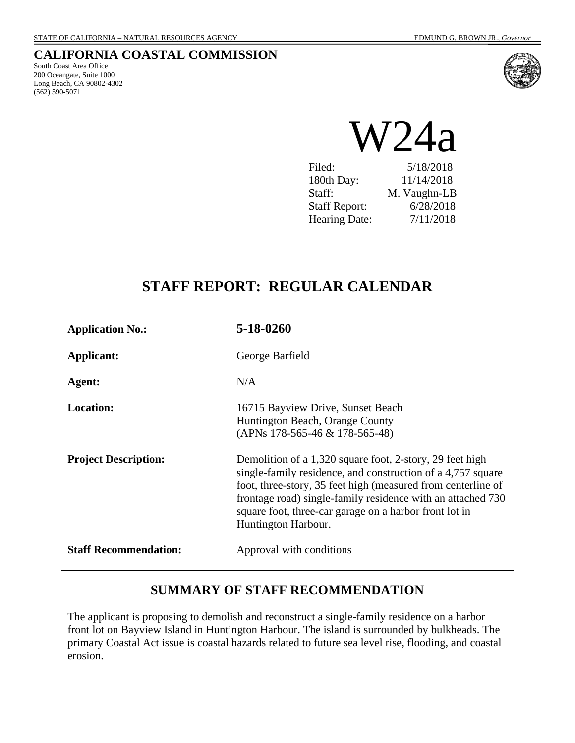STATE OF CALIFORNIA – NATURAL RESOURCES AGENCY EDMUND G. BROWN JR., *Governor*

## CALIFORNIA COASTAL COMMISSION

South Coast Area Office
200 Oceangate, Suite 1000
Long Beach, CA 90802-4302
(562) 590-5071

# W24a

| | |
|---|---|
| Filed: | 5/18/2018 |
| 180th Day: | 11/14/2018 |
| Staff: | M. Vaughn-LB |
| Staff Report: | 6/28/2018 |
| Hearing Date: | 7/11/2018 |

## STAFF REPORT: REGULAR CALENDAR

**Application No.:** **5-18-0260**

**Applicant:** George Barfield

**Agent:** N/A

**Location:** 16715 Bayview Drive, Sunset Beach
Huntington Beach, Orange County
(APNs 178-565-46 & 178-565-48)

**Project Description:** Demolition of a 1,320 square foot, 2-story, 29 feet high single-family residence, and construction of a 4,757 square foot, three-story, 35 feet high (measured from centerline of frontage road) single-family residence with an attached 730 square foot, three-car garage on a harbor front lot in Huntington Harbour.

**Staff Recommendation:** Approval with conditions

---

## SUMMARY OF STAFF RECOMMENDATION

The applicant is proposing to demolish and reconstruct a single-family residence on a harbor front lot on Bayview Island in Huntington Harbour. The island is surrounded by bulkheads. The primary Coastal Act issue is coastal hazards related to future sea level rise, flooding, and coastal erosion.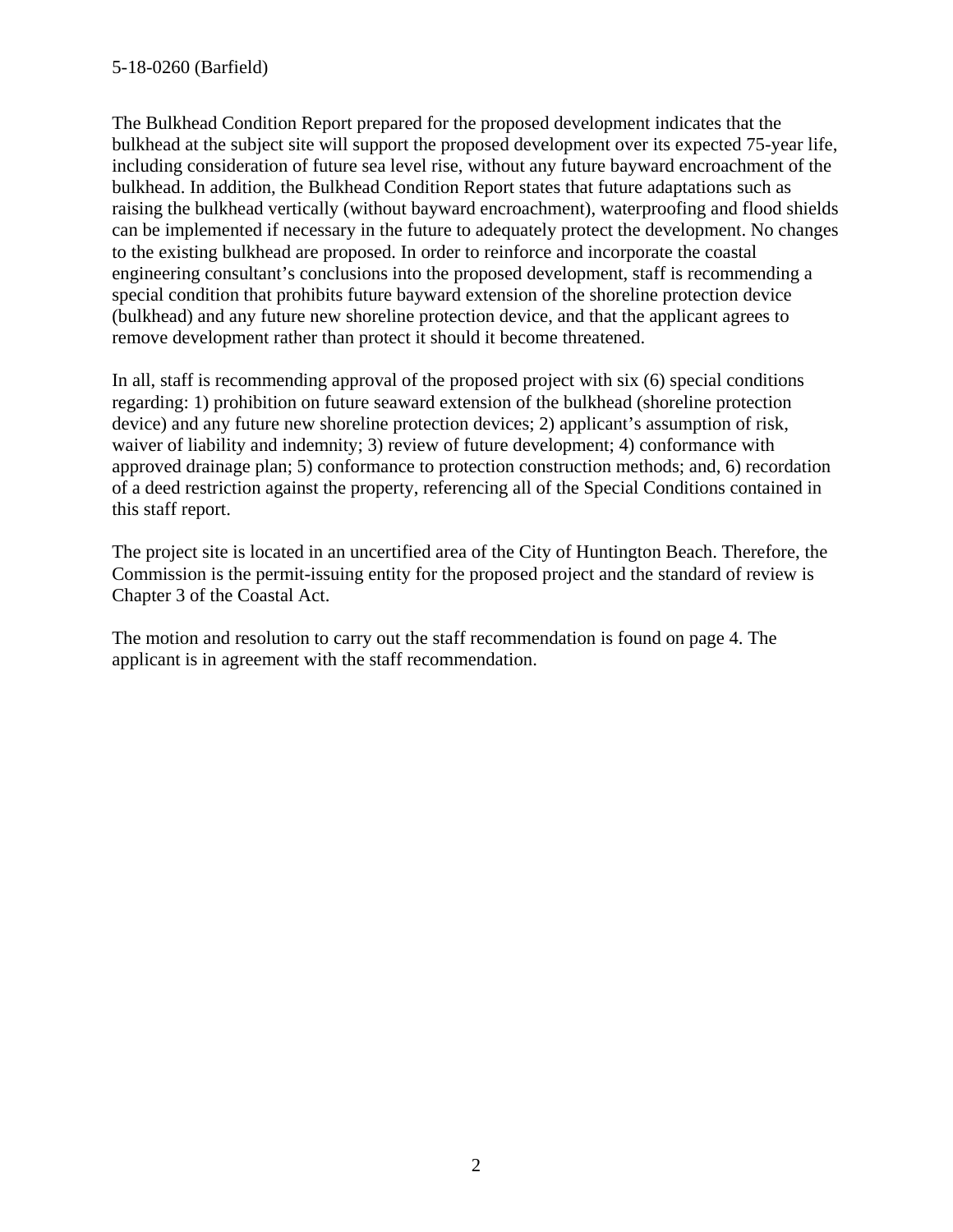The Bulkhead Condition Report prepared for the proposed development indicates that the bulkhead at the subject site will support the proposed development over its expected 75-year life, including consideration of future sea level rise, without any future bayward encroachment of the bulkhead. In addition, the Bulkhead Condition Report states that future adaptations such as raising the bulkhead vertically (without bayward encroachment), waterproofing and flood shields can be implemented if necessary in the future to adequately protect the development. No changes to the existing bulkhead are proposed. In order to reinforce and incorporate the coastal engineering consultant's conclusions into the proposed development, staff is recommending a special condition that prohibits future bayward extension of the shoreline protection device (bulkhead) and any future new shoreline protection device, and that the applicant agrees to remove development rather than protect it should it become threatened.

In all, staff is recommending approval of the proposed project with six (6) special conditions regarding: 1) prohibition on future seaward extension of the bulkhead (shoreline protection device) and any future new shoreline protection devices; 2) applicant's assumption of risk, waiver of liability and indemnity; 3) review of future development; 4) conformance with approved drainage plan; 5) conformance to protection construction methods; and, 6) recordation of a deed restriction against the property, referencing all of the Special Conditions contained in this staff report.

The project site is located in an uncertified area of the City of Huntington Beach. Therefore, the Commission is the permit-issuing entity for the proposed project and the standard of review is Chapter 3 of the Coastal Act.

The motion and resolution to carry out the staff recommendation is found on page 4. The applicant is in agreement with the staff recommendation.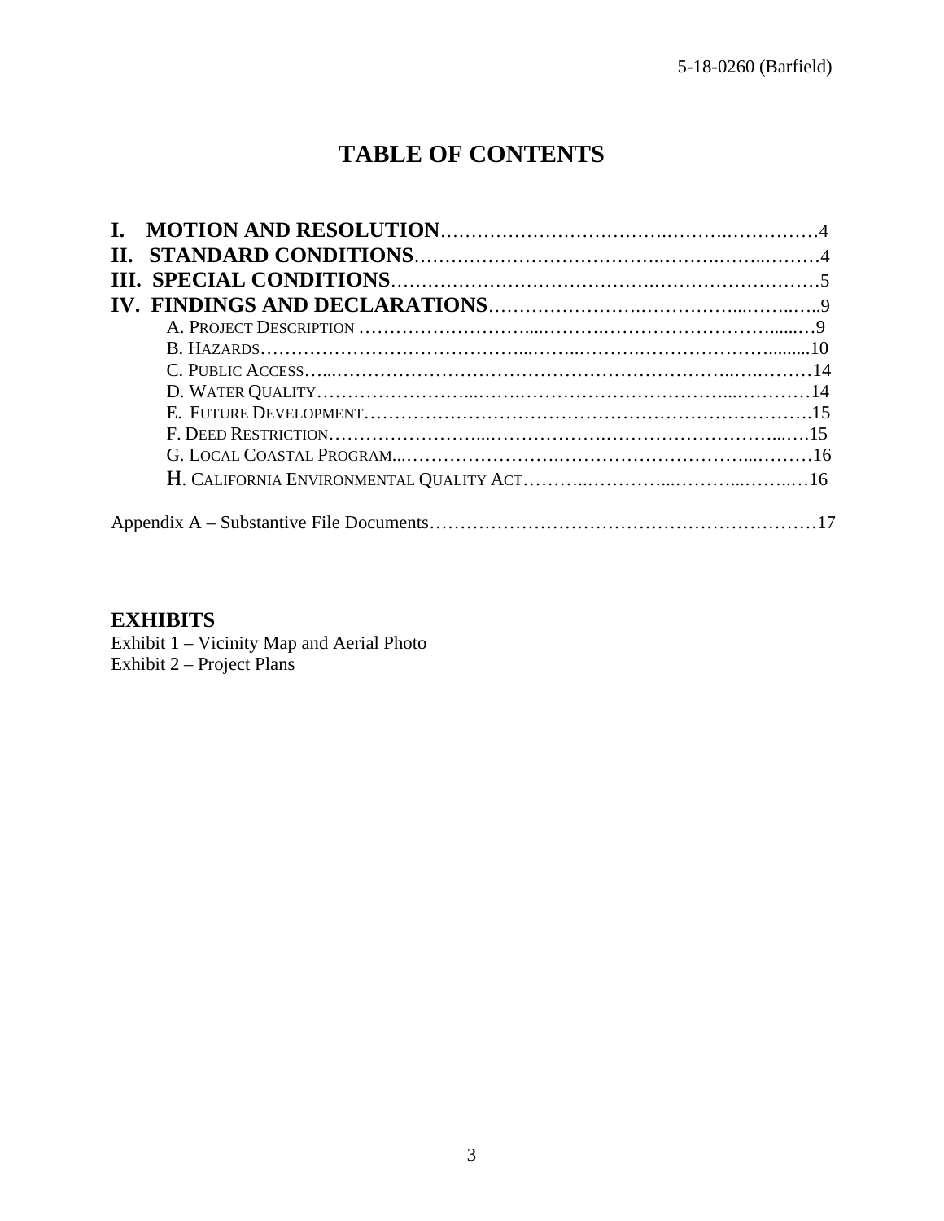# TABLE OF CONTENTS

**I. MOTION AND RESOLUTION**……………………………………………………4
**II. STANDARD CONDITIONS**……………………………………………………4
**III. SPECIAL CONDITIONS**……………………………………………………5
**IV. FINDINGS AND DECLARATIONS**……………………………………………9

- A. PROJECT DESCRIPTION ……………………………………………………9
- B. HAZARDS……………………………………………………………………10
- C. PUBLIC ACCESS……………………………………………………………14
- D. WATER QUALITY……………………………………………………………14
- E. FUTURE DEVELOPMENT……………………………………………………15
- F. DEED RESTRICTION…………………………………………………………15
- G. LOCAL COASTAL PROGRAM…………………………………………………16
- H. CALIFORNIA ENVIRONMENTAL QUALITY ACT…………………………………16

Appendix A – Substantive File Documents……………………………………………17

## EXHIBITS

Exhibit 1 – Vicinity Map and Aerial Photo
Exhibit 2 – Project Plans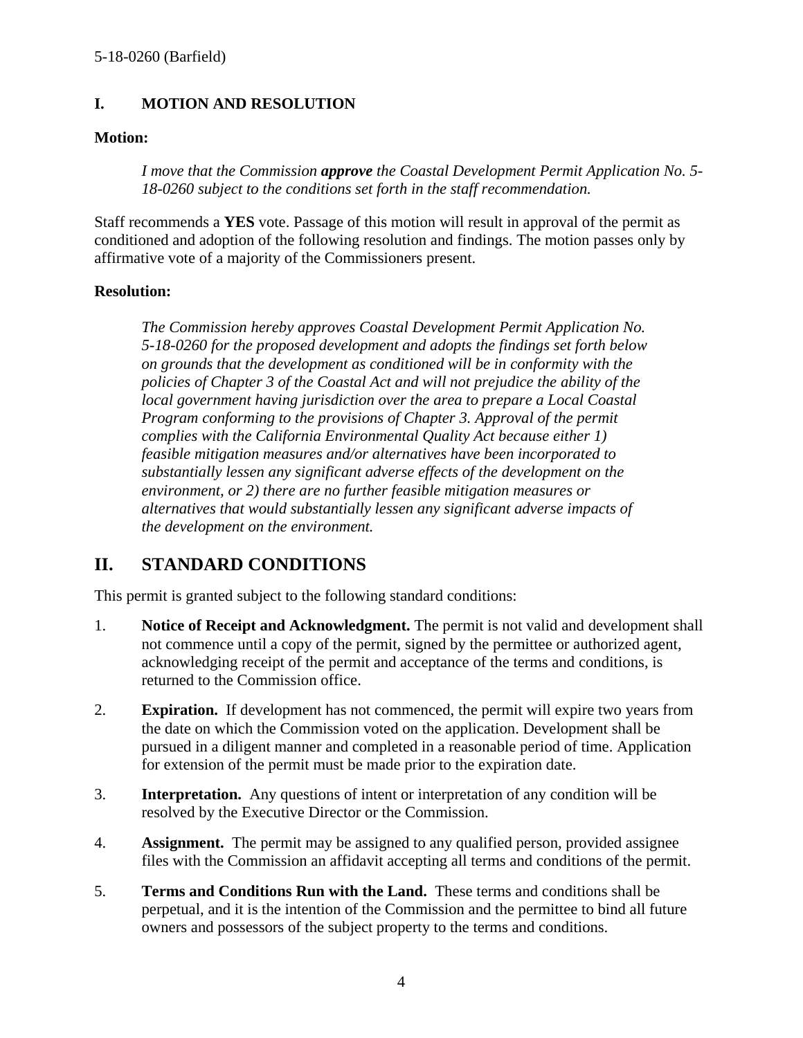## I. MOTION AND RESOLUTION

**Motion:**

> *I move that the Commission **approve** the Coastal Development Permit Application No. 5-18-0260 subject to the conditions set forth in the staff recommendation.*

Staff recommends a **YES** vote. Passage of this motion will result in approval of the permit as conditioned and adoption of the following resolution and findings. The motion passes only by affirmative vote of a majority of the Commissioners present.

**Resolution:**

> *The Commission hereby approves Coastal Development Permit Application No. 5-18-0260 for the proposed development and adopts the findings set forth below on grounds that the development as conditioned will be in conformity with the policies of Chapter 3 of the Coastal Act and will not prejudice the ability of the local government having jurisdiction over the area to prepare a Local Coastal Program conforming to the provisions of Chapter 3. Approval of the permit complies with the California Environmental Quality Act because either 1) feasible mitigation measures and/or alternatives have been incorporated to substantially lessen any significant adverse effects of the development on the environment, or 2) there are no further feasible mitigation measures or alternatives that would substantially lessen any significant adverse impacts of the development on the environment.*

## II. STANDARD CONDITIONS

This permit is granted subject to the following standard conditions:

1. **Notice of Receipt and Acknowledgment.** The permit is not valid and development shall not commence until a copy of the permit, signed by the permittee or authorized agent, acknowledging receipt of the permit and acceptance of the terms and conditions, is returned to the Commission office.

2. **Expiration.** If development has not commenced, the permit will expire two years from the date on which the Commission voted on the application. Development shall be pursued in a diligent manner and completed in a reasonable period of time. Application for extension of the permit must be made prior to the expiration date.

3. **Interpretation.** Any questions of intent or interpretation of any condition will be resolved by the Executive Director or the Commission.

4. **Assignment.** The permit may be assigned to any qualified person, provided assignee files with the Commission an affidavit accepting all terms and conditions of the permit.

5. **Terms and Conditions Run with the Land.** These terms and conditions shall be perpetual, and it is the intention of the Commission and the permittee to bind all future owners and possessors of the subject property to the terms and conditions.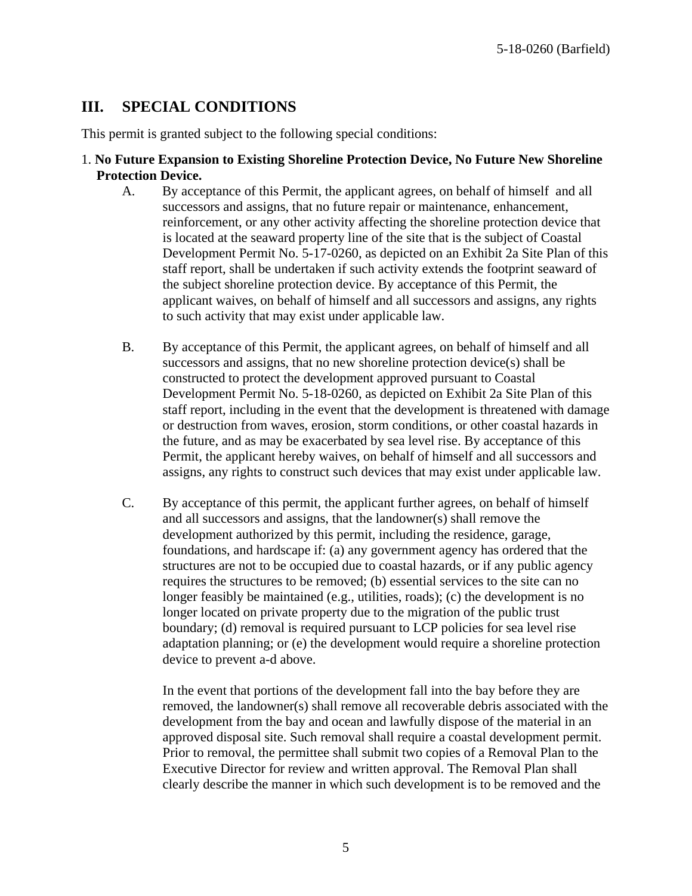## III. SPECIAL CONDITIONS

This permit is granted subject to the following special conditions:

1. **No Future Expansion to Existing Shoreline Protection Device, No Future New Shoreline Protection Device.**

   A. By acceptance of this Permit, the applicant agrees, on behalf of himself and all successors and assigns, that no future repair or maintenance, enhancement, reinforcement, or any other activity affecting the shoreline protection device that is located at the seaward property line of the site that is the subject of Coastal Development Permit No. 5-17-0260, as depicted on an Exhibit 2a Site Plan of this staff report, shall be undertaken if such activity extends the footprint seaward of the subject shoreline protection device. By acceptance of this Permit, the applicant waives, on behalf of himself and all successors and assigns, any rights to such activity that may exist under applicable law.

   B. By acceptance of this Permit, the applicant agrees, on behalf of himself and all successors and assigns, that no new shoreline protection device(s) shall be constructed to protect the development approved pursuant to Coastal Development Permit No. 5-18-0260, as depicted on Exhibit 2a Site Plan of this staff report, including in the event that the development is threatened with damage or destruction from waves, erosion, storm conditions, or other coastal hazards in the future, and as may be exacerbated by sea level rise. By acceptance of this Permit, the applicant hereby waives, on behalf of himself and all successors and assigns, any rights to construct such devices that may exist under applicable law.

   C. By acceptance of this permit, the applicant further agrees, on behalf of himself and all successors and assigns, that the landowner(s) shall remove the development authorized by this permit, including the residence, garage, foundations, and hardscape if: (a) any government agency has ordered that the structures are not to be occupied due to coastal hazards, or if any public agency requires the structures to be removed; (b) essential services to the site can no longer feasibly be maintained (e.g., utilities, roads); (c) the development is no longer located on private property due to the migration of the public trust boundary; (d) removal is required pursuant to LCP policies for sea level rise adaptation planning; or (e) the development would require a shoreline protection device to prevent a-d above.

      In the event that portions of the development fall into the bay before they are removed, the landowner(s) shall remove all recoverable debris associated with the development from the bay and ocean and lawfully dispose of the material in an approved disposal site. Such removal shall require a coastal development permit. Prior to removal, the permittee shall submit two copies of a Removal Plan to the Executive Director for review and written approval. The Removal Plan shall clearly describe the manner in which such development is to be removed and the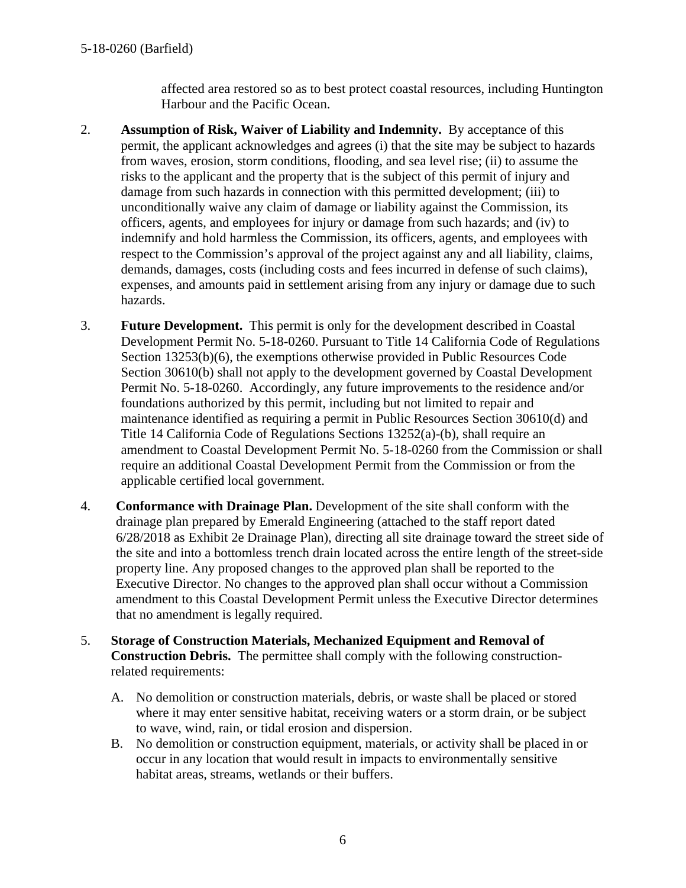affected area restored so as to best protect coastal resources, including Huntington Harbour and the Pacific Ocean.

2. **Assumption of Risk, Waiver of Liability and Indemnity.** By acceptance of this permit, the applicant acknowledges and agrees (i) that the site may be subject to hazards from waves, erosion, storm conditions, flooding, and sea level rise; (ii) to assume the risks to the applicant and the property that is the subject of this permit of injury and damage from such hazards in connection with this permitted development; (iii) to unconditionally waive any claim of damage or liability against the Commission, its officers, agents, and employees for injury or damage from such hazards; and (iv) to indemnify and hold harmless the Commission, its officers, agents, and employees with respect to the Commission's approval of the project against any and all liability, claims, demands, damages, costs (including costs and fees incurred in defense of such claims), expenses, and amounts paid in settlement arising from any injury or damage due to such hazards.

3. **Future Development.** This permit is only for the development described in Coastal Development Permit No. 5-18-0260. Pursuant to Title 14 California Code of Regulations Section 13253(b)(6), the exemptions otherwise provided in Public Resources Code Section 30610(b) shall not apply to the development governed by Coastal Development Permit No. 5-18-0260. Accordingly, any future improvements to the residence and/or foundations authorized by this permit, including but not limited to repair and maintenance identified as requiring a permit in Public Resources Section 30610(d) and Title 14 California Code of Regulations Sections 13252(a)-(b), shall require an amendment to Coastal Development Permit No. 5-18-0260 from the Commission or shall require an additional Coastal Development Permit from the Commission or from the applicable certified local government.

4. **Conformance with Drainage Plan.** Development of the site shall conform with the drainage plan prepared by Emerald Engineering (attached to the staff report dated 6/28/2018 as Exhibit 2e Drainage Plan), directing all site drainage toward the street side of the site and into a bottomless trench drain located across the entire length of the street-side property line. Any proposed changes to the approved plan shall be reported to the Executive Director. No changes to the approved plan shall occur without a Commission amendment to this Coastal Development Permit unless the Executive Director determines that no amendment is legally required.

5. **Storage of Construction Materials, Mechanized Equipment and Removal of Construction Debris.** The permittee shall comply with the following construction-related requirements:

   A. No demolition or construction materials, debris, or waste shall be placed or stored where it may enter sensitive habitat, receiving waters or a storm drain, or be subject to wave, wind, rain, or tidal erosion and dispersion.

   B. No demolition or construction equipment, materials, or activity shall be placed in or occur in any location that would result in impacts to environmentally sensitive habitat areas, streams, wetlands or their buffers.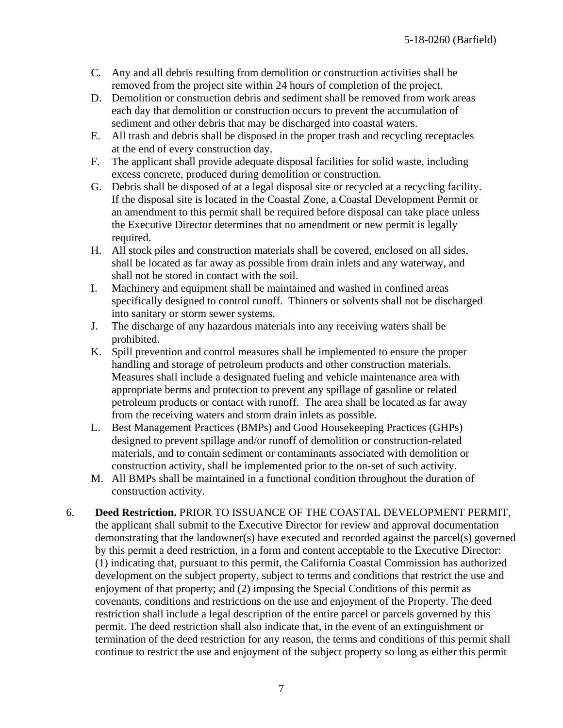C. Any and all debris resulting from demolition or construction activities shall be removed from the project site within 24 hours of completion of the project.
D. Demolition or construction debris and sediment shall be removed from work areas each day that demolition or construction occurs to prevent the accumulation of sediment and other debris that may be discharged into coastal waters.
E. All trash and debris shall be disposed in the proper trash and recycling receptacles at the end of every construction day.
F. The applicant shall provide adequate disposal facilities for solid waste, including excess concrete, produced during demolition or construction.
G. Debris shall be disposed of at a legal disposal site or recycled at a recycling facility. If the disposal site is located in the Coastal Zone, a Coastal Development Permit or an amendment to this permit shall be required before disposal can take place unless the Executive Director determines that no amendment or new permit is legally required.
H. All stock piles and construction materials shall be covered, enclosed on all sides, shall be located as far away as possible from drain inlets and any waterway, and shall not be stored in contact with the soil.
I. Machinery and equipment shall be maintained and washed in confined areas specifically designed to control runoff. Thinners or solvents shall not be discharged into sanitary or storm sewer systems.
J. The discharge of any hazardous materials into any receiving waters shall be prohibited.
K. Spill prevention and control measures shall be implemented to ensure the proper handling and storage of petroleum products and other construction materials. Measures shall include a designated fueling and vehicle maintenance area with appropriate berms and protection to prevent any spillage of gasoline or related petroleum products or contact with runoff. The area shall be located as far away from the receiving waters and storm drain inlets as possible.
L. Best Management Practices (BMPs) and Good Housekeeping Practices (GHPs) designed to prevent spillage and/or runoff of demolition or construction-related materials, and to contain sediment or contaminants associated with demolition or construction activity, shall be implemented prior to the on-set of such activity.
M. All BMPs shall be maintained in a functional condition throughout the duration of construction activity.

6. **Deed Restriction.** PRIOR TO ISSUANCE OF THE COASTAL DEVELOPMENT PERMIT, the applicant shall submit to the Executive Director for review and approval documentation demonstrating that the landowner(s) have executed and recorded against the parcel(s) governed by this permit a deed restriction, in a form and content acceptable to the Executive Director: (1) indicating that, pursuant to this permit, the California Coastal Commission has authorized development on the subject property, subject to terms and conditions that restrict the use and enjoyment of that property; and (2) imposing the Special Conditions of this permit as covenants, conditions and restrictions on the use and enjoyment of the Property. The deed restriction shall include a legal description of the entire parcel or parcels governed by this permit. The deed restriction shall also indicate that, in the event of an extinguishment or termination of the deed restriction for any reason, the terms and conditions of this permit shall continue to restrict the use and enjoyment of the subject property so long as either this permit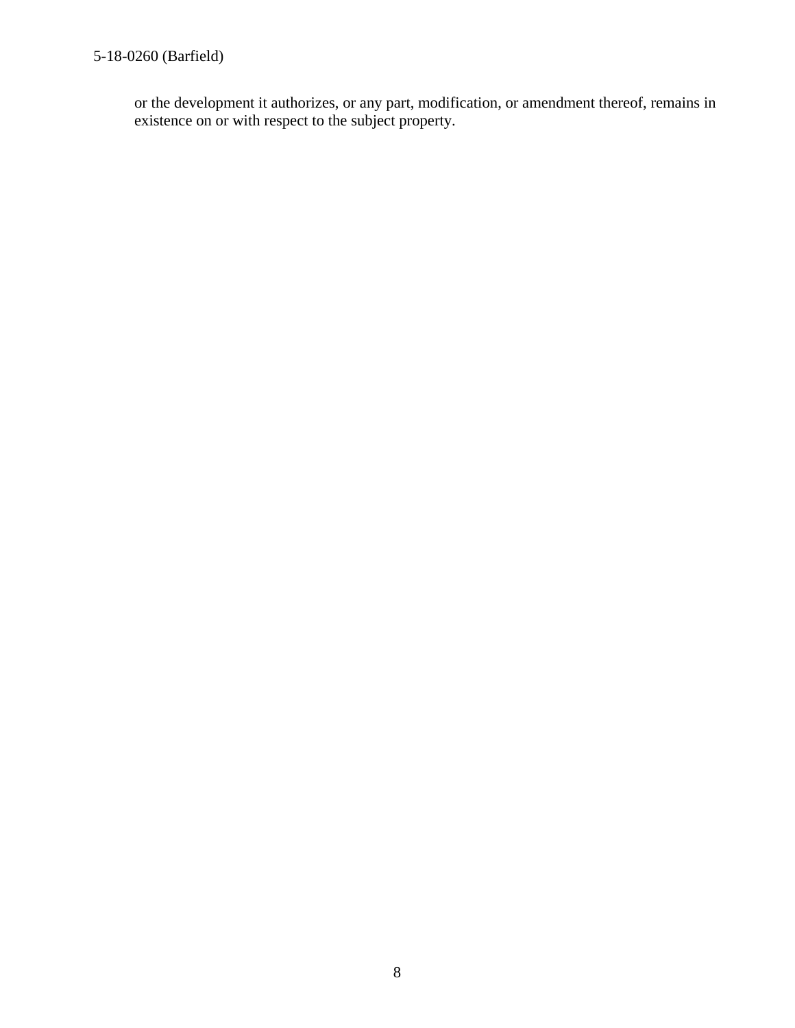or the development it authorizes, or any part, modification, or amendment thereof, remains in existence on or with respect to the subject property.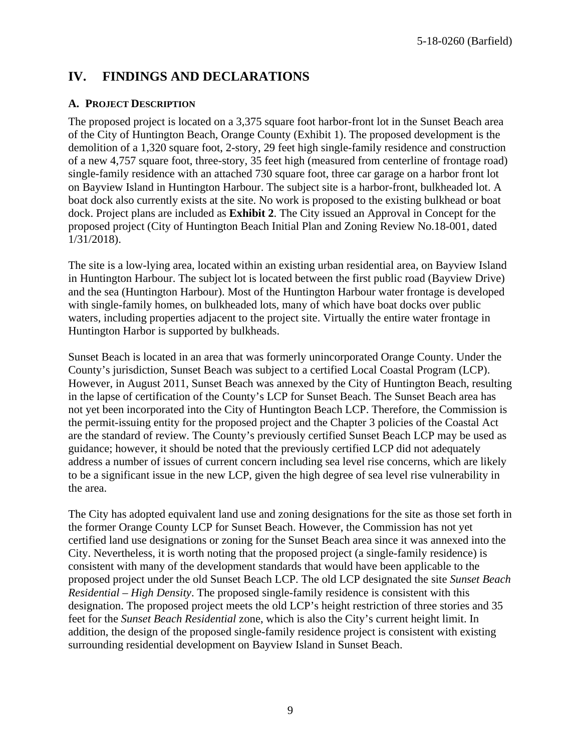# IV. FINDINGS AND DECLARATIONS

## A. PROJECT DESCRIPTION

The proposed project is located on a 3,375 square foot harbor-front lot in the Sunset Beach area of the City of Huntington Beach, Orange County (Exhibit 1). The proposed development is the demolition of a 1,320 square foot, 2-story, 29 feet high single-family residence and construction of a new 4,757 square foot, three-story, 35 feet high (measured from centerline of frontage road) single-family residence with an attached 730 square foot, three car garage on a harbor front lot on Bayview Island in Huntington Harbour. The subject site is a harbor-front, bulkheaded lot. A boat dock also currently exists at the site. No work is proposed to the existing bulkhead or boat dock. Project plans are included as **Exhibit 2**. The City issued an Approval in Concept for the proposed project (City of Huntington Beach Initial Plan and Zoning Review No.18-001, dated 1/31/2018).

The site is a low-lying area, located within an existing urban residential area, on Bayview Island in Huntington Harbour. The subject lot is located between the first public road (Bayview Drive) and the sea (Huntington Harbour). Most of the Huntington Harbour water frontage is developed with single-family homes, on bulkheaded lots, many of which have boat docks over public waters, including properties adjacent to the project site. Virtually the entire water frontage in Huntington Harbor is supported by bulkheads.

Sunset Beach is located in an area that was formerly unincorporated Orange County. Under the County's jurisdiction, Sunset Beach was subject to a certified Local Coastal Program (LCP). However, in August 2011, Sunset Beach was annexed by the City of Huntington Beach, resulting in the lapse of certification of the County's LCP for Sunset Beach. The Sunset Beach area has not yet been incorporated into the City of Huntington Beach LCP. Therefore, the Commission is the permit-issuing entity for the proposed project and the Chapter 3 policies of the Coastal Act are the standard of review. The County's previously certified Sunset Beach LCP may be used as guidance; however, it should be noted that the previously certified LCP did not adequately address a number of issues of current concern including sea level rise concerns, which are likely to be a significant issue in the new LCP, given the high degree of sea level rise vulnerability in the area.

The City has adopted equivalent land use and zoning designations for the site as those set forth in the former Orange County LCP for Sunset Beach. However, the Commission has not yet certified land use designations or zoning for the Sunset Beach area since it was annexed into the City. Nevertheless, it is worth noting that the proposed project (a single-family residence) is consistent with many of the development standards that would have been applicable to the proposed project under the old Sunset Beach LCP. The old LCP designated the site *Sunset Beach Residential – High Density*. The proposed single-family residence is consistent with this designation. The proposed project meets the old LCP's height restriction of three stories and 35 feet for the *Sunset Beach Residential* zone, which is also the City's current height limit. In addition, the design of the proposed single-family residence project is consistent with existing surrounding residential development on Bayview Island in Sunset Beach.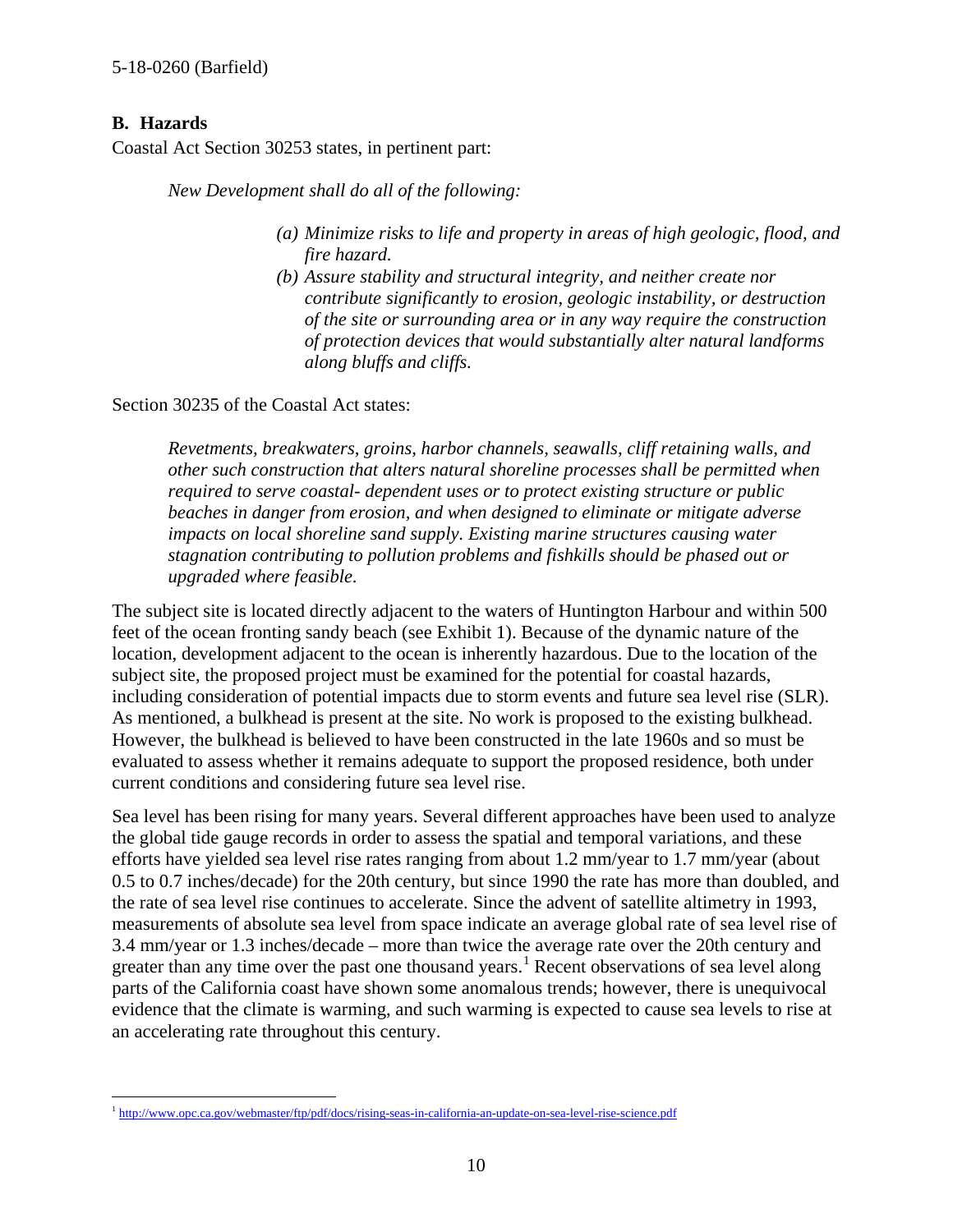## B. Hazards

Coastal Act Section 30253 states, in pertinent part:

> *New Development shall do all of the following:*
>
> *(a) Minimize risks to life and property in areas of high geologic, flood, and fire hazard.*
>
> *(b) Assure stability and structural integrity, and neither create nor contribute significantly to erosion, geologic instability, or destruction of the site or surrounding area or in any way require the construction of protection devices that would substantially alter natural landforms along bluffs and cliffs.*

Section 30235 of the Coastal Act states:

> *Revetments, breakwaters, groins, harbor channels, seawalls, cliff retaining walls, and other such construction that alters natural shoreline processes shall be permitted when required to serve coastal- dependent uses or to protect existing structure or public beaches in danger from erosion, and when designed to eliminate or mitigate adverse impacts on local shoreline sand supply. Existing marine structures causing water stagnation contributing to pollution problems and fishkills should be phased out or upgraded where feasible.*

The subject site is located directly adjacent to the waters of Huntington Harbour and within 500 feet of the ocean fronting sandy beach (see Exhibit 1). Because of the dynamic nature of the location, development adjacent to the ocean is inherently hazardous. Due to the location of the subject site, the proposed project must be examined for the potential for coastal hazards, including consideration of potential impacts due to storm events and future sea level rise (SLR). As mentioned, a bulkhead is present at the site. No work is proposed to the existing bulkhead. However, the bulkhead is believed to have been constructed in the late 1960s and so must be evaluated to assess whether it remains adequate to support the proposed residence, both under current conditions and considering future sea level rise.

Sea level has been rising for many years. Several different approaches have been used to analyze the global tide gauge records in order to assess the spatial and temporal variations, and these efforts have yielded sea level rise rates ranging from about 1.2 mm/year to 1.7 mm/year (about 0.5 to 0.7 inches/decade) for the 20th century, but since 1990 the rate has more than doubled, and the rate of sea level rise continues to accelerate. Since the advent of satellite altimetry in 1993, measurements of absolute sea level from space indicate an average global rate of sea level rise of 3.4 mm/year or 1.3 inches/decade – more than twice the average rate over the 20th century and greater than any time over the past one thousand years.[1] Recent observations of sea level along parts of the California coast have shown some anomalous trends; however, there is unequivocal evidence that the climate is warming, and such warming is expected to cause sea levels to rise at an accelerating rate throughout this century.

---

[1] http://www.opc.ca.gov/webmaster/ftp/pdf/docs/rising-seas-in-california-an-update-on-sea-level-rise-science.pdf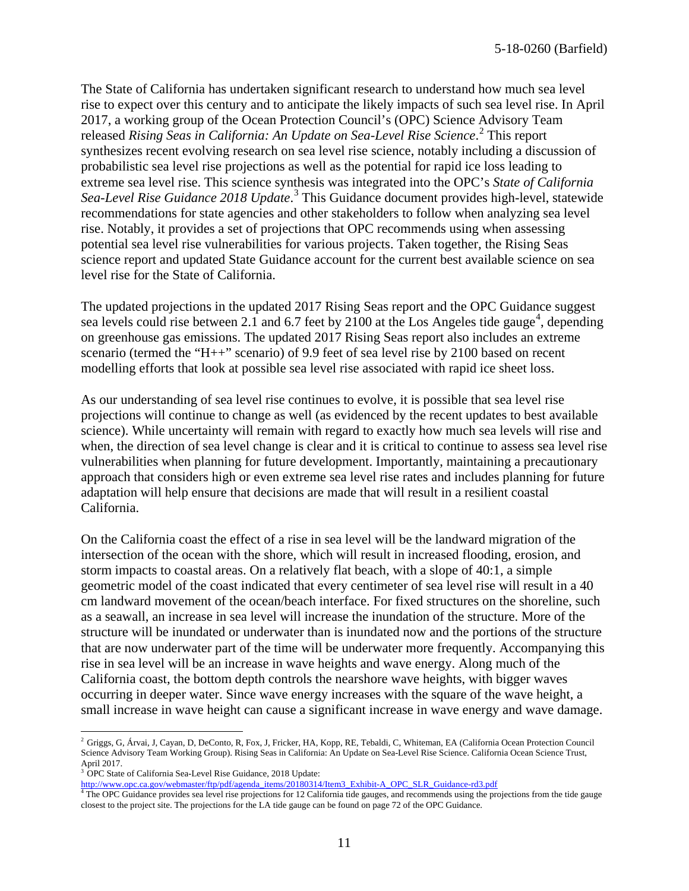The State of California has undertaken significant research to understand how much sea level rise to expect over this century and to anticipate the likely impacts of such sea level rise. In April 2017, a working group of the Ocean Protection Council's (OPC) Science Advisory Team released *Rising Seas in California: An Update on Sea-Level Rise Science*.[2] This report synthesizes recent evolving research on sea level rise science, notably including a discussion of probabilistic sea level rise projections as well as the potential for rapid ice loss leading to extreme sea level rise. This science synthesis was integrated into the OPC's *State of California Sea-Level Rise Guidance 2018 Update*.[3] This Guidance document provides high-level, statewide recommendations for state agencies and other stakeholders to follow when analyzing sea level rise. Notably, it provides a set of projections that OPC recommends using when assessing potential sea level rise vulnerabilities for various projects. Taken together, the Rising Seas science report and updated State Guidance account for the current best available science on sea level rise for the State of California.

The updated projections in the updated 2017 Rising Seas report and the OPC Guidance suggest sea levels could rise between 2.1 and 6.7 feet by 2100 at the Los Angeles tide gauge[4], depending on greenhouse gas emissions. The updated 2017 Rising Seas report also includes an extreme scenario (termed the "H++" scenario) of 9.9 feet of sea level rise by 2100 based on recent modelling efforts that look at possible sea level rise associated with rapid ice sheet loss.

As our understanding of sea level rise continues to evolve, it is possible that sea level rise projections will continue to change as well (as evidenced by the recent updates to best available science). While uncertainty will remain with regard to exactly how much sea levels will rise and when, the direction of sea level change is clear and it is critical to continue to assess sea level rise vulnerabilities when planning for future development. Importantly, maintaining a precautionary approach that considers high or even extreme sea level rise rates and includes planning for future adaptation will help ensure that decisions are made that will result in a resilient coastal California.

On the California coast the effect of a rise in sea level will be the landward migration of the intersection of the ocean with the shore, which will result in increased flooding, erosion, and storm impacts to coastal areas. On a relatively flat beach, with a slope of 40:1, a simple geometric model of the coast indicated that every centimeter of sea level rise will result in a 40 cm landward movement of the ocean/beach interface. For fixed structures on the shoreline, such as a seawall, an increase in sea level will increase the inundation of the structure. More of the structure will be inundated or underwater than is inundated now and the portions of the structure that are now underwater part of the time will be underwater more frequently. Accompanying this rise in sea level will be an increase in wave heights and wave energy. Along much of the California coast, the bottom depth controls the nearshore wave heights, with bigger waves occurring in deeper water. Since wave energy increases with the square of the wave height, a small increase in wave height can cause a significant increase in wave energy and wave damage.

---

[2] Griggs, G, Árvai, J, Cayan, D, DeConto, R, Fox, J, Fricker, HA, Kopp, RE, Tebaldi, C, Whiteman, EA (California Ocean Protection Council Science Advisory Team Working Group). Rising Seas in California: An Update on Sea-Level Rise Science. California Ocean Science Trust, April 2017.

[3] OPC State of California Sea-Level Rise Guidance, 2018 Update: http://www.opc.ca.gov/webmaster/ftp/pdf/agenda_items/20180314/Item3_Exhibit-A_OPC_SLR_Guidance-rd3.pdf

[4] The OPC Guidance provides sea level rise projections for 12 California tide gauges, and recommends using the projections from the tide gauge closest to the project site. The projections for the LA tide gauge can be found on page 72 of the OPC Guidance.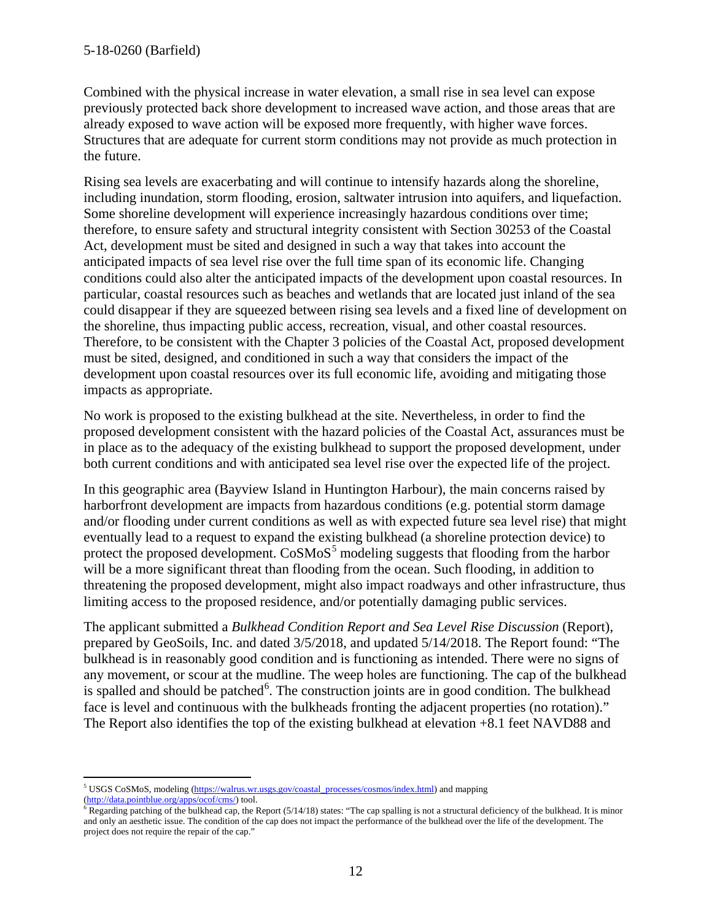Combined with the physical increase in water elevation, a small rise in sea level can expose previously protected back shore development to increased wave action, and those areas that are already exposed to wave action will be exposed more frequently, with higher wave forces. Structures that are adequate for current storm conditions may not provide as much protection in the future.

Rising sea levels are exacerbating and will continue to intensify hazards along the shoreline, including inundation, storm flooding, erosion, saltwater intrusion into aquifers, and liquefaction. Some shoreline development will experience increasingly hazardous conditions over time; therefore, to ensure safety and structural integrity consistent with Section 30253 of the Coastal Act, development must be sited and designed in such a way that takes into account the anticipated impacts of sea level rise over the full time span of its economic life. Changing conditions could also alter the anticipated impacts of the development upon coastal resources. In particular, coastal resources such as beaches and wetlands that are located just inland of the sea could disappear if they are squeezed between rising sea levels and a fixed line of development on the shoreline, thus impacting public access, recreation, visual, and other coastal resources. Therefore, to be consistent with the Chapter 3 policies of the Coastal Act, proposed development must be sited, designed, and conditioned in such a way that considers the impact of the development upon coastal resources over its full economic life, avoiding and mitigating those impacts as appropriate.

No work is proposed to the existing bulkhead at the site. Nevertheless, in order to find the proposed development consistent with the hazard policies of the Coastal Act, assurances must be in place as to the adequacy of the existing bulkhead to support the proposed development, under both current conditions and with anticipated sea level rise over the expected life of the project.

In this geographic area (Bayview Island in Huntington Harbour), the main concerns raised by harborfront development are impacts from hazardous conditions (e.g. potential storm damage and/or flooding under current conditions as well as with expected future sea level rise) that might eventually lead to a request to expand the existing bulkhead (a shoreline protection device) to protect the proposed development. CoSMoS[5] modeling suggests that flooding from the harbor will be a more significant threat than flooding from the ocean. Such flooding, in addition to threatening the proposed development, might also impact roadways and other infrastructure, thus limiting access to the proposed residence, and/or potentially damaging public services.

The applicant submitted a *Bulkhead Condition Report and Sea Level Rise Discussion* (Report), prepared by GeoSoils, Inc. and dated 3/5/2018, and updated 5/14/2018. The Report found: "The bulkhead is in reasonably good condition and is functioning as intended. There were no signs of any movement, or scour at the mudline. The weep holes are functioning. The cap of the bulkhead is spalled and should be patched[6]. The construction joints are in good condition. The bulkhead face is level and continuous with the bulkheads fronting the adjacent properties (no rotation)." The Report also identifies the top of the existing bulkhead at elevation +8.1 feet NAVD88 and

---

[5] USGS CoSMoS, modeling (https://walrus.wr.usgs.gov/coastal_processes/cosmos/index.html) and mapping (http://data.pointblue.org/apps/ocof/cms/) tool.

[6] Regarding patching of the bulkhead cap, the Report (5/14/18) states: "The cap spalling is not a structural deficiency of the bulkhead. It is minor and only an aesthetic issue. The condition of the cap does not impact the performance of the bulkhead over the life of the development. The project does not require the repair of the cap."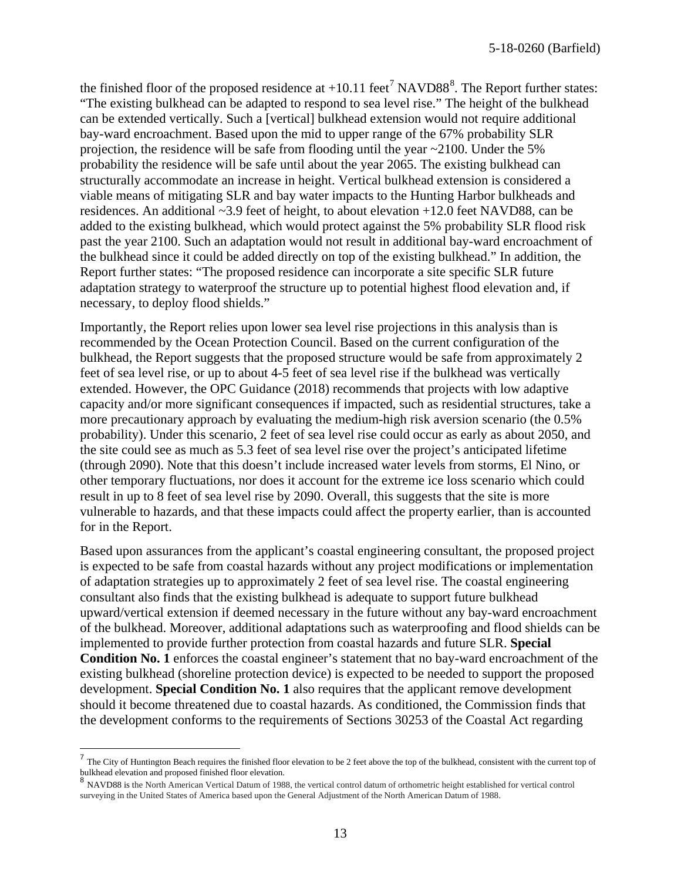the finished floor of the proposed residence at +10.11 feet[7] NAVD88[8]. The Report further states: "The existing bulkhead can be adapted to respond to sea level rise." The height of the bulkhead can be extended vertically. Such a [vertical] bulkhead extension would not require additional bay-ward encroachment. Based upon the mid to upper range of the 67% probability SLR projection, the residence will be safe from flooding until the year ~2100. Under the 5% probability the residence will be safe until about the year 2065. The existing bulkhead can structurally accommodate an increase in height. Vertical bulkhead extension is considered a viable means of mitigating SLR and bay water impacts to the Hunting Harbor bulkheads and residences. An additional ~3.9 feet of height, to about elevation +12.0 feet NAVD88, can be added to the existing bulkhead, which would protect against the 5% probability SLR flood risk past the year 2100. Such an adaptation would not result in additional bay-ward encroachment of the bulkhead since it could be added directly on top of the existing bulkhead." In addition, the Report further states: "The proposed residence can incorporate a site specific SLR future adaptation strategy to waterproof the structure up to potential highest flood elevation and, if necessary, to deploy flood shields."

Importantly, the Report relies upon lower sea level rise projections in this analysis than is recommended by the Ocean Protection Council. Based on the current configuration of the bulkhead, the Report suggests that the proposed structure would be safe from approximately 2 feet of sea level rise, or up to about 4-5 feet of sea level rise if the bulkhead was vertically extended. However, the OPC Guidance (2018) recommends that projects with low adaptive capacity and/or more significant consequences if impacted, such as residential structures, take a more precautionary approach by evaluating the medium-high risk aversion scenario (the 0.5% probability). Under this scenario, 2 feet of sea level rise could occur as early as about 2050, and the site could see as much as 5.3 feet of sea level rise over the project's anticipated lifetime (through 2090). Note that this doesn't include increased water levels from storms, El Nino, or other temporary fluctuations, nor does it account for the extreme ice loss scenario which could result in up to 8 feet of sea level rise by 2090. Overall, this suggests that the site is more vulnerable to hazards, and that these impacts could affect the property earlier, than is accounted for in the Report.

Based upon assurances from the applicant's coastal engineering consultant, the proposed project is expected to be safe from coastal hazards without any project modifications or implementation of adaptation strategies up to approximately 2 feet of sea level rise. The coastal engineering consultant also finds that the existing bulkhead is adequate to support future bulkhead upward/vertical extension if deemed necessary in the future without any bay-ward encroachment of the bulkhead. Moreover, additional adaptations such as waterproofing and flood shields can be implemented to provide further protection from coastal hazards and future SLR. **Special Condition No. 1** enforces the coastal engineer's statement that no bay-ward encroachment of the existing bulkhead (shoreline protection device) is expected to be needed to support the proposed development. **Special Condition No. 1** also requires that the applicant remove development should it become threatened due to coastal hazards. As conditioned, the Commission finds that the development conforms to the requirements of Sections 30253 of the Coastal Act regarding

---

[7] The City of Huntington Beach requires the finished floor elevation to be 2 feet above the top of the bulkhead, consistent with the current top of bulkhead elevation and proposed finished floor elevation.

[8] NAVD88 is the North American Vertical Datum of 1988, the vertical control datum of orthometric height established for vertical control surveying in the United States of America based upon the General Adjustment of the North American Datum of 1988.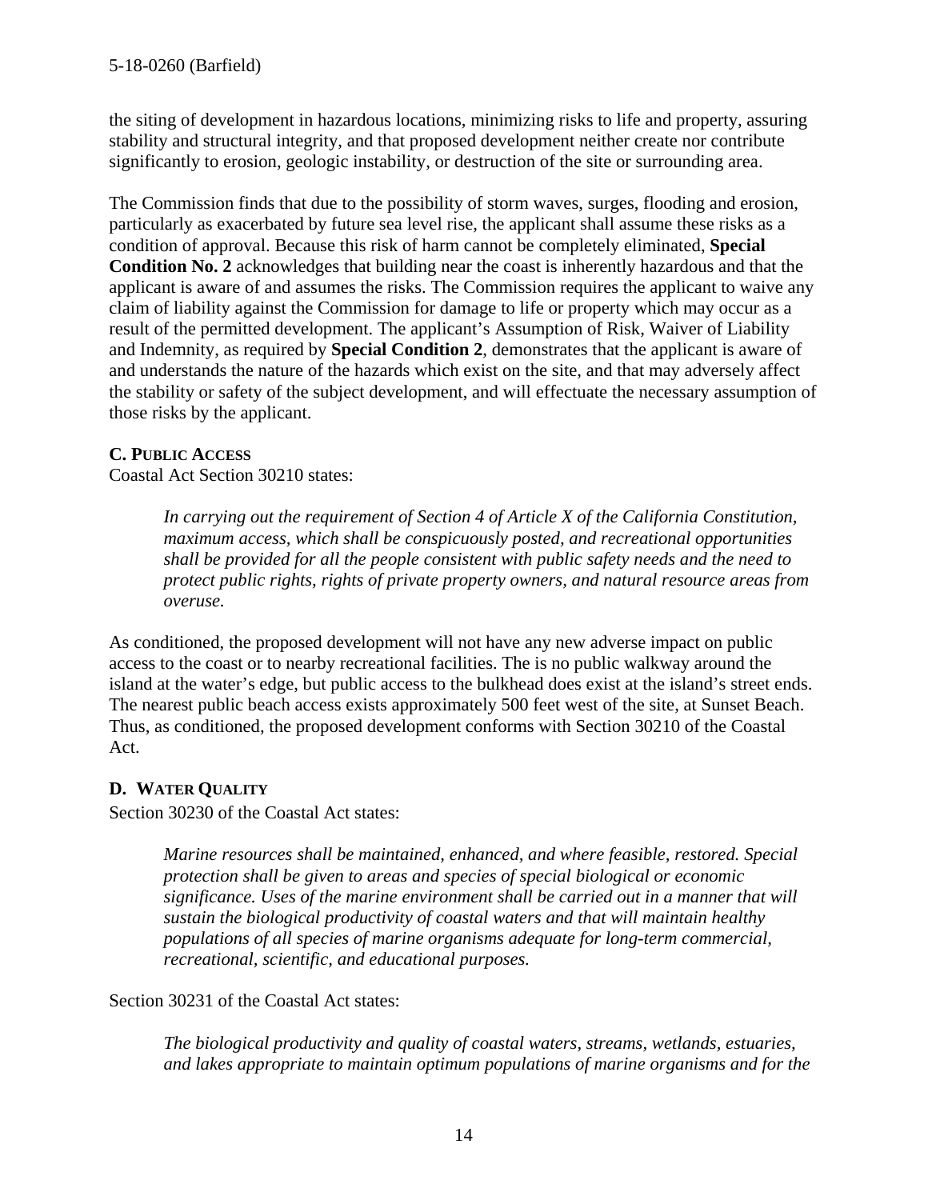the siting of development in hazardous locations, minimizing risks to life and property, assuring stability and structural integrity, and that proposed development neither create nor contribute significantly to erosion, geologic instability, or destruction of the site or surrounding area.

The Commission finds that due to the possibility of storm waves, surges, flooding and erosion, particularly as exacerbated by future sea level rise, the applicant shall assume these risks as a condition of approval. Because this risk of harm cannot be completely eliminated, **Special Condition No. 2** acknowledges that building near the coast is inherently hazardous and that the applicant is aware of and assumes the risks. The Commission requires the applicant to waive any claim of liability against the Commission for damage to life or property which may occur as a result of the permitted development. The applicant's Assumption of Risk, Waiver of Liability and Indemnity, as required by **Special Condition 2**, demonstrates that the applicant is aware of and understands the nature of the hazards which exist on the site, and that may adversely affect the stability or safety of the subject development, and will effectuate the necessary assumption of those risks by the applicant.

### C. Public Access

Coastal Act Section 30210 states:

> *In carrying out the requirement of Section 4 of Article X of the California Constitution, maximum access, which shall be conspicuously posted, and recreational opportunities shall be provided for all the people consistent with public safety needs and the need to protect public rights, rights of private property owners, and natural resource areas from overuse.*

As conditioned, the proposed development will not have any new adverse impact on public access to the coast or to nearby recreational facilities. The is no public walkway around the island at the water's edge, but public access to the bulkhead does exist at the island's street ends. The nearest public beach access exists approximately 500 feet west of the site, at Sunset Beach. Thus, as conditioned, the proposed development conforms with Section 30210 of the Coastal Act.

### D. Water Quality

Section 30230 of the Coastal Act states:

> *Marine resources shall be maintained, enhanced, and where feasible, restored. Special protection shall be given to areas and species of special biological or economic significance. Uses of the marine environment shall be carried out in a manner that will sustain the biological productivity of coastal waters and that will maintain healthy populations of all species of marine organisms adequate for long-term commercial, recreational, scientific, and educational purposes.*

Section 30231 of the Coastal Act states:

> *The biological productivity and quality of coastal waters, streams, wetlands, estuaries, and lakes appropriate to maintain optimum populations of marine organisms and for the*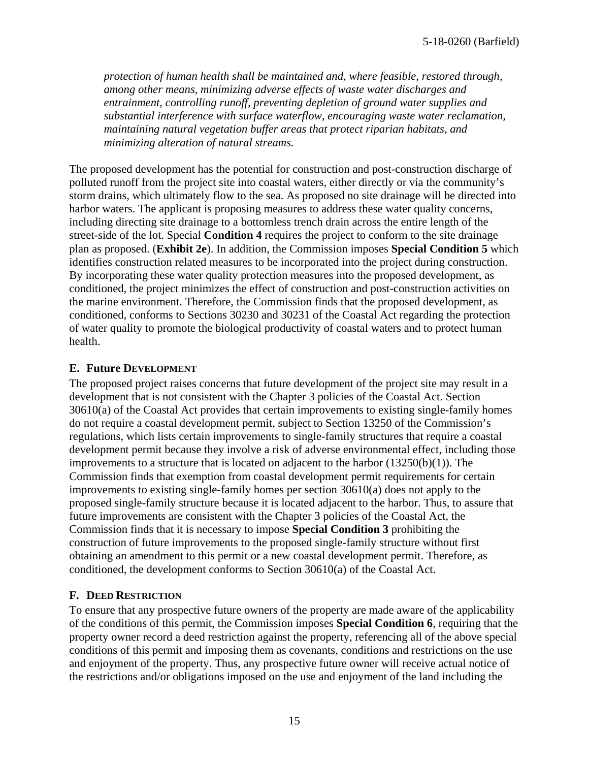*protection of human health shall be maintained and, where feasible, restored through, among other means, minimizing adverse effects of waste water discharges and entrainment, controlling runoff, preventing depletion of ground water supplies and substantial interference with surface waterflow, encouraging waste water reclamation, maintaining natural vegetation buffer areas that protect riparian habitats, and minimizing alteration of natural streams.*

The proposed development has the potential for construction and post-construction discharge of polluted runoff from the project site into coastal waters, either directly or via the community's storm drains, which ultimately flow to the sea. As proposed no site drainage will be directed into harbor waters. The applicant is proposing measures to address these water quality concerns, including directing site drainage to a bottomless trench drain across the entire length of the street-side of the lot. Special **Condition 4** requires the project to conform to the site drainage plan as proposed. (**Exhibit 2e**). In addition, the Commission imposes **Special Condition 5** which identifies construction related measures to be incorporated into the project during construction. By incorporating these water quality protection measures into the proposed development, as conditioned, the project minimizes the effect of construction and post-construction activities on the marine environment. Therefore, the Commission finds that the proposed development, as conditioned, conforms to Sections 30230 and 30231 of the Coastal Act regarding the protection of water quality to promote the biological productivity of coastal waters and to protect human health.

## E. Future Development

The proposed project raises concerns that future development of the project site may result in a development that is not consistent with the Chapter 3 policies of the Coastal Act. Section 30610(a) of the Coastal Act provides that certain improvements to existing single-family homes do not require a coastal development permit, subject to Section 13250 of the Commission's regulations, which lists certain improvements to single-family structures that require a coastal development permit because they involve a risk of adverse environmental effect, including those improvements to a structure that is located on adjacent to the harbor (13250(b)(1)). The Commission finds that exemption from coastal development permit requirements for certain improvements to existing single-family homes per section 30610(a) does not apply to the proposed single-family structure because it is located adjacent to the harbor. Thus, to assure that future improvements are consistent with the Chapter 3 policies of the Coastal Act, the Commission finds that it is necessary to impose **Special Condition 3** prohibiting the construction of future improvements to the proposed single-family structure without first obtaining an amendment to this permit or a new coastal development permit. Therefore, as conditioned, the development conforms to Section 30610(a) of the Coastal Act.

## F. Deed Restriction

To ensure that any prospective future owners of the property are made aware of the applicability of the conditions of this permit, the Commission imposes **Special Condition 6**, requiring that the property owner record a deed restriction against the property, referencing all of the above special conditions of this permit and imposing them as covenants, conditions and restrictions on the use and enjoyment of the property. Thus, any prospective future owner will receive actual notice of the restrictions and/or obligations imposed on the use and enjoyment of the land including the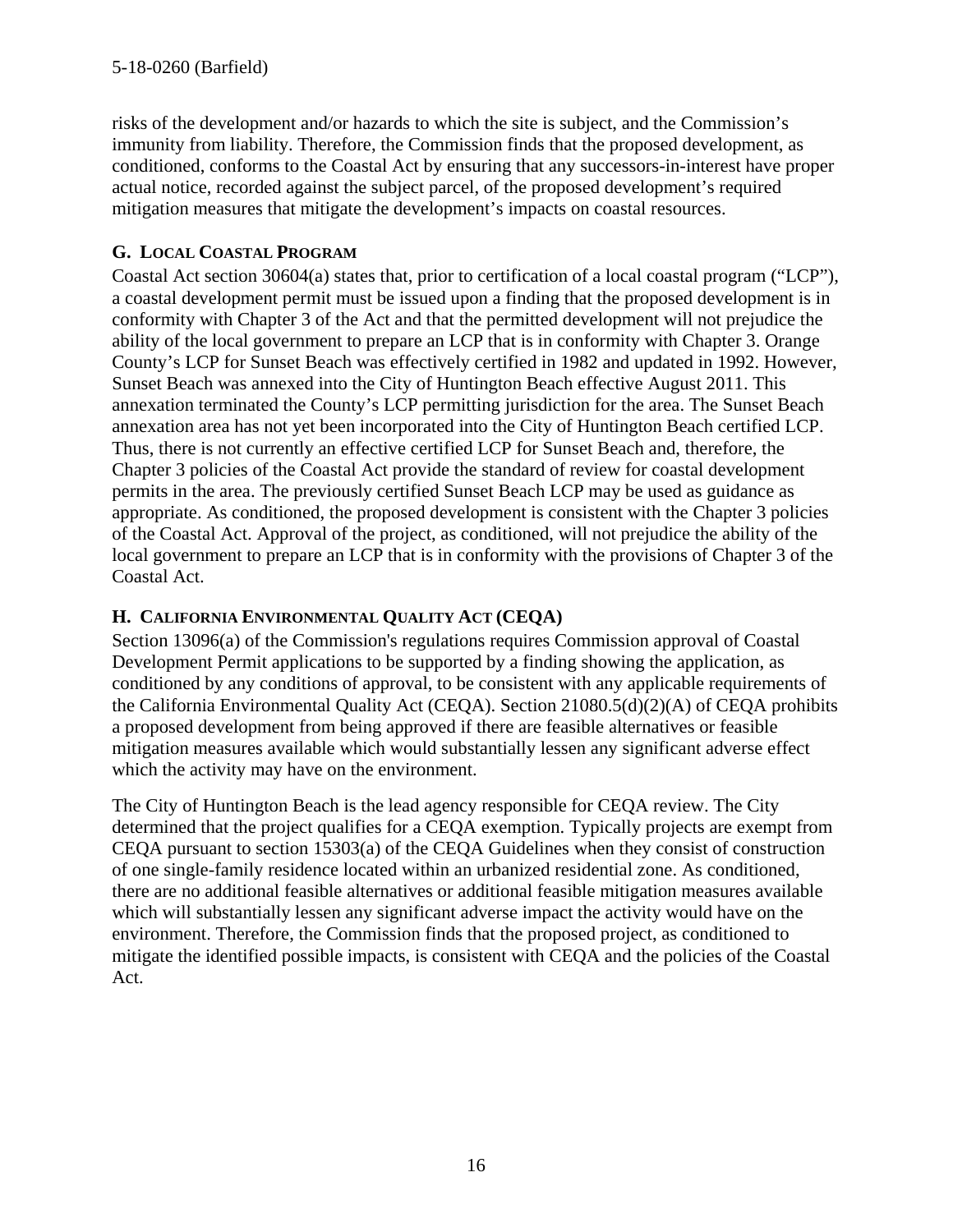risks of the development and/or hazards to which the site is subject, and the Commission's immunity from liability. Therefore, the Commission finds that the proposed development, as conditioned, conforms to the Coastal Act by ensuring that any successors-in-interest have proper actual notice, recorded against the subject parcel, of the proposed development's required mitigation measures that mitigate the development's impacts on coastal resources.

### G. LOCAL COASTAL PROGRAM

Coastal Act section 30604(a) states that, prior to certification of a local coastal program ("LCP"), a coastal development permit must be issued upon a finding that the proposed development is in conformity with Chapter 3 of the Act and that the permitted development will not prejudice the ability of the local government to prepare an LCP that is in conformity with Chapter 3. Orange County's LCP for Sunset Beach was effectively certified in 1982 and updated in 1992. However, Sunset Beach was annexed into the City of Huntington Beach effective August 2011. This annexation terminated the County's LCP permitting jurisdiction for the area. The Sunset Beach annexation area has not yet been incorporated into the City of Huntington Beach certified LCP. Thus, there is not currently an effective certified LCP for Sunset Beach and, therefore, the Chapter 3 policies of the Coastal Act provide the standard of review for coastal development permits in the area. The previously certified Sunset Beach LCP may be used as guidance as appropriate. As conditioned, the proposed development is consistent with the Chapter 3 policies of the Coastal Act. Approval of the project, as conditioned, will not prejudice the ability of the local government to prepare an LCP that is in conformity with the provisions of Chapter 3 of the Coastal Act.

### H. CALIFORNIA ENVIRONMENTAL QUALITY ACT (CEQA)

Section 13096(a) of the Commission's regulations requires Commission approval of Coastal Development Permit applications to be supported by a finding showing the application, as conditioned by any conditions of approval, to be consistent with any applicable requirements of the California Environmental Quality Act (CEQA). Section 21080.5(d)(2)(A) of CEQA prohibits a proposed development from being approved if there are feasible alternatives or feasible mitigation measures available which would substantially lessen any significant adverse effect which the activity may have on the environment.

The City of Huntington Beach is the lead agency responsible for CEQA review. The City determined that the project qualifies for a CEQA exemption. Typically projects are exempt from CEQA pursuant to section 15303(a) of the CEQA Guidelines when they consist of construction of one single-family residence located within an urbanized residential zone. As conditioned, there are no additional feasible alternatives or additional feasible mitigation measures available which will substantially lessen any significant adverse impact the activity would have on the environment. Therefore, the Commission finds that the proposed project, as conditioned to mitigate the identified possible impacts, is consistent with CEQA and the policies of the Coastal Act.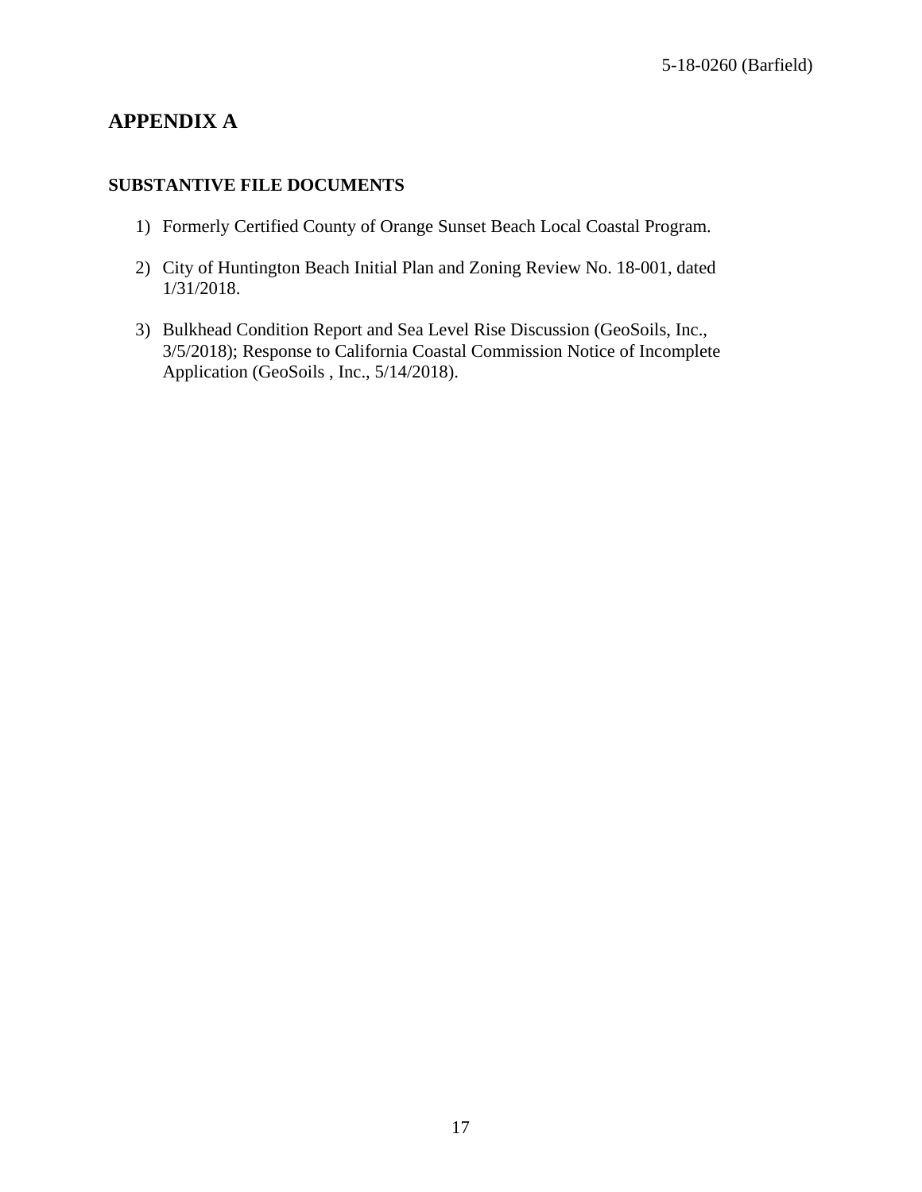# APPENDIX A

### SUBSTANTIVE FILE DOCUMENTS

1) Formerly Certified County of Orange Sunset Beach Local Coastal Program.

2) City of Huntington Beach Initial Plan and Zoning Review No. 18-001, dated 1/31/2018.

3) Bulkhead Condition Report and Sea Level Rise Discussion (GeoSoils, Inc., 3/5/2018); Response to California Coastal Commission Notice of Incomplete Application (GeoSoils , Inc., 5/14/2018).